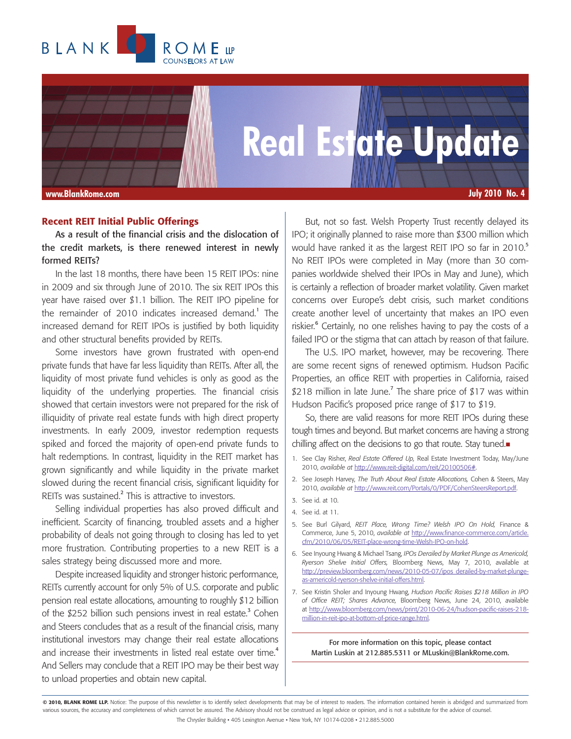BLANK ROME LLP
COUNSELORS AT LAW

# Real Estate Update

www.BlankRome.com

July 2010 No. 4

## Recent REIT Initial Public Offerings

**As a result of the financial crisis and the dislocation of the credit markets, is there renewed interest in newly formed REITs?**

In the last 18 months, there have been 15 REIT IPOs: nine in 2009 and six through June of 2010. The six REIT IPOs this year have raised over $1.1 billion. The REIT IPO pipeline for the remainder of 2010 indicates increased demand.[1] The increased demand for REIT IPOs is justified by both liquidity and other structural benefits provided by REITs.

Some investors have grown frustrated with open-end private funds that have far less liquidity than REITs. After all, the liquidity of most private fund vehicles is only as good as the liquidity of the underlying properties. The financial crisis showed that certain investors were not prepared for the risk of illiquidity of private real estate funds with high direct property investments. In early 2009, investor redemption requests spiked and forced the majority of open-end private funds to halt redemptions. In contrast, liquidity in the REIT market has grown significantly and while liquidity in the private market slowed during the recent financial crisis, significant liquidity for REITs was sustained.[2] This is attractive to investors.

Selling individual properties has also proved difficult and inefficient. Scarcity of financing, troubled assets and a higher probability of deals not going through to closing has led to yet more frustration. Contributing properties to a new REIT is a sales strategy being discussed more and more.

Despite increased liquidity and stronger historic performance, REITs currently account for only 5% of U.S. corporate and public pension real estate allocations, amounting to roughly $12 billion of the $252 billion such pensions invest in real estate.[3] Cohen and Steers concludes that as a result of the financial crisis, many institutional investors may change their real estate allocations and increase their investments in listed real estate over time.[4] And Sellers may conclude that a REIT IPO may be their best way to unload properties and obtain new capital.

But, not so fast. Welsh Property Trust recently delayed its IPO; it originally planned to raise more than $300 million which would have ranked it as the largest REIT IPO so far in 2010.[5] No REIT IPOs were completed in May (more than 30 companies worldwide shelved their IPOs in May and June), which is certainly a reflection of broader market volatility. Given market concerns over Europe's debt crisis, such market conditions create another level of uncertainty that makes an IPO even riskier.[6] Certainly, no one relishes having to pay the costs of a failed IPO or the stigma that can attach by reason of that failure.

The U.S. IPO market, however, may be recovering. There are some recent signs of renewed optimism. Hudson Pacific Properties, an office REIT with properties in California, raised $218 million in late June.[7] The share price of $17 was within Hudson Pacific's proposed price range of $17 to $19.

So, there are valid reasons for more REIT IPOs during these tough times and beyond. But market concerns are having a strong chilling affect on the decisions to go that route. Stay tuned.■

1. See Clay Risher, *Real Estate Offered Up,* Real Estate Investment Today, May/June 2010, *available at* http://www.reit-digital.com/reit/20100506#.
2. See Joseph Harvey, *The Truth About Real Estate Allocations,* Cohen & Steers, May 2010, *available at* http://www.reit.com/Portals/0/PDF/CohenSteersReport.pdf.
3. See id. at 10.
4. See id. at 11.
5. See Burl Gilyard, *REIT Place, Wrong Time? Welsh IPO On Hold,* Finance & Commerce, June 5, 2010, *available at* http://www.finance-commerce.com/article.cfm/2010/06/05/REIT-place-wrong-time-Welsh-IPO-on-hold.
6. See Inyoung Hwang & Michael Tsang, *IPOs Derailed by Market Plunge as Americold, Ryerson Shelve Initial Offers,* Bloomberg News, May 7, 2010, available at http://preview.bloomberg.com/news/2010-05-07/ipos_derailed-by-market-plunge-as-americold-ryerson-shelve-initial-offers.html.
7. See Kristin Sholer and Inyoung Hwang, *Hudson Pacific Raises $218 Million in IPO of Office REIT; Shares Advance,* Bloomberg News, June 24, 2010, available at http://www.bloomberg.com/news/print/2010-06-24/hudson-pacific-raises-218-million-in-reit-ipo-at-bottom-of-price-range.html.

For more information on this topic, please contact Martin Luskin at 212.885.5311 or MLuskin@BlankRome.com.

**© 2010, BLANK ROME LLP.** Notice: The purpose of this newsletter is to identify select developments that may be of interest to readers. The information contained herein is abridged and summarized from various sources, the accuracy and completeness of which cannot be assured. The Advisory should not be construed as legal advice or opinion, and is not a substitute for the advice of counsel.

The Chrysler Building • 405 Lexington Avenue • New York, NY 10174-0208 • 212.885.5000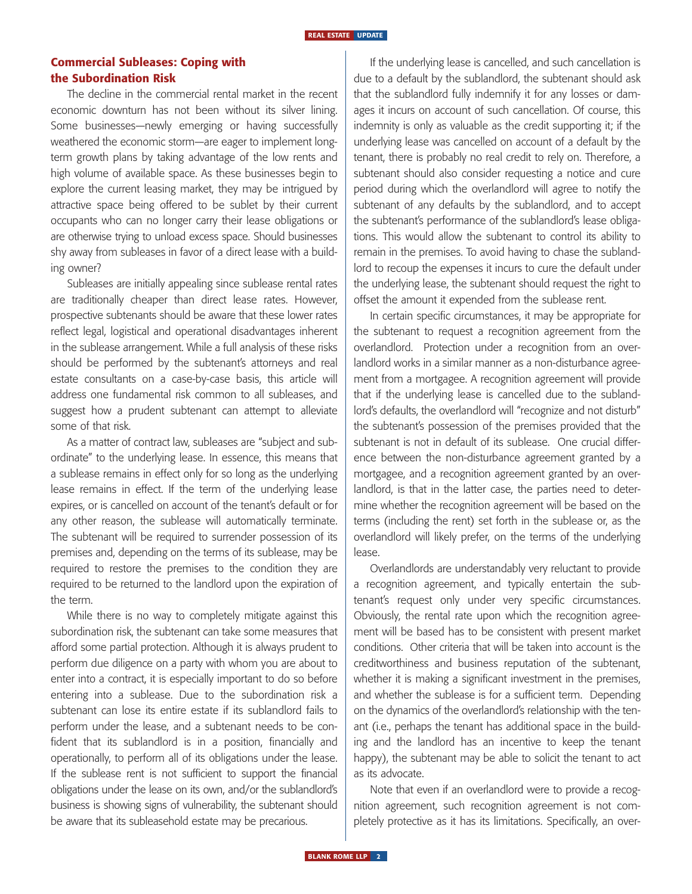## Commercial Subleases: Coping with the Subordination Risk

The decline in the commercial rental market in the recent economic downturn has not been without its silver lining. Some businesses—newly emerging or having successfully weathered the economic storm—are eager to implement long-term growth plans by taking advantage of the low rents and high volume of available space. As these businesses begin to explore the current leasing market, they may be intrigued by attractive space being offered to be sublet by their current occupants who can no longer carry their lease obligations or are otherwise trying to unload excess space. Should businesses shy away from subleases in favor of a direct lease with a building owner?

Subleases are initially appealing since sublease rental rates are traditionally cheaper than direct lease rates. However, prospective subtenants should be aware that these lower rates reflect legal, logistical and operational disadvantages inherent in the sublease arrangement. While a full analysis of these risks should be performed by the subtenant's attorneys and real estate consultants on a case-by-case basis, this article will address one fundamental risk common to all subleases, and suggest how a prudent subtenant can attempt to alleviate some of that risk.

As a matter of contract law, subleases are "subject and subordinate" to the underlying lease. In essence, this means that a sublease remains in effect only for so long as the underlying lease remains in effect. If the term of the underlying lease expires, or is cancelled on account of the tenant's default or for any other reason, the sublease will automatically terminate. The subtenant will be required to surrender possession of its premises and, depending on the terms of its sublease, may be required to restore the premises to the condition they are required to be returned to the landlord upon the expiration of the term.

While there is no way to completely mitigate against this subordination risk, the subtenant can take some measures that afford some partial protection. Although it is always prudent to perform due diligence on a party with whom you are about to enter into a contract, it is especially important to do so before entering into a sublease. Due to the subordination risk a subtenant can lose its entire estate if its sublandlord fails to perform under the lease, and a subtenant needs to be confident that its sublandlord is in a position, financially and operationally, to perform all of its obligations under the lease. If the sublease rent is not sufficient to support the financial obligations under the lease on its own, and/or the sublandlord's business is showing signs of vulnerability, the subtenant should be aware that its subleasehold estate may be precarious.

If the underlying lease is cancelled, and such cancellation is due to a default by the sublandlord, the subtenant should ask that the sublandlord fully indemnify it for any losses or damages it incurs on account of such cancellation. Of course, this indemnity is only as valuable as the credit supporting it; if the underlying lease was cancelled on account of a default by the tenant, there is probably no real credit to rely on. Therefore, a subtenant should also consider requesting a notice and cure period during which the overlandlord will agree to notify the subtenant of any defaults by the sublandlord, and to accept the subtenant's performance of the sublandlord's lease obligations. This would allow the subtenant to control its ability to remain in the premises. To avoid having to chase the sublandlord to recoup the expenses it incurs to cure the default under the underlying lease, the subtenant should request the right to offset the amount it expended from the sublease rent.

In certain specific circumstances, it may be appropriate for the subtenant to request a recognition agreement from the overlandlord. Protection under a recognition from an overlandlord works in a similar manner as a non-disturbance agreement from a mortgagee. A recognition agreement will provide that if the underlying lease is cancelled due to the sublandlord's defaults, the overlandlord will "recognize and not disturb" the subtenant's possession of the premises provided that the subtenant is not in default of its sublease. One crucial difference between the non-disturbance agreement granted by a mortgagee, and a recognition agreement granted by an overlandlord, is that in the latter case, the parties need to determine whether the recognition agreement will be based on the terms (including the rent) set forth in the sublease or, as the overlandlord will likely prefer, on the terms of the underlying lease.

Overlandlords are understandably very reluctant to provide a recognition agreement, and typically entertain the subtenant's request only under very specific circumstances. Obviously, the rental rate upon which the recognition agreement will be based has to be consistent with present market conditions. Other criteria that will be taken into account is the creditworthiness and business reputation of the subtenant, whether it is making a significant investment in the premises, and whether the sublease is for a sufficient term. Depending on the dynamics of the overlandlord's relationship with the tenant (i.e., perhaps the tenant has additional space in the building and the landlord has an incentive to keep the tenant happy), the subtenant may be able to solicit the tenant to act as its advocate.

Note that even if an overlandlord were to provide a recognition agreement, such recognition agreement is not completely protective as it has its limitations. Specifically, an over-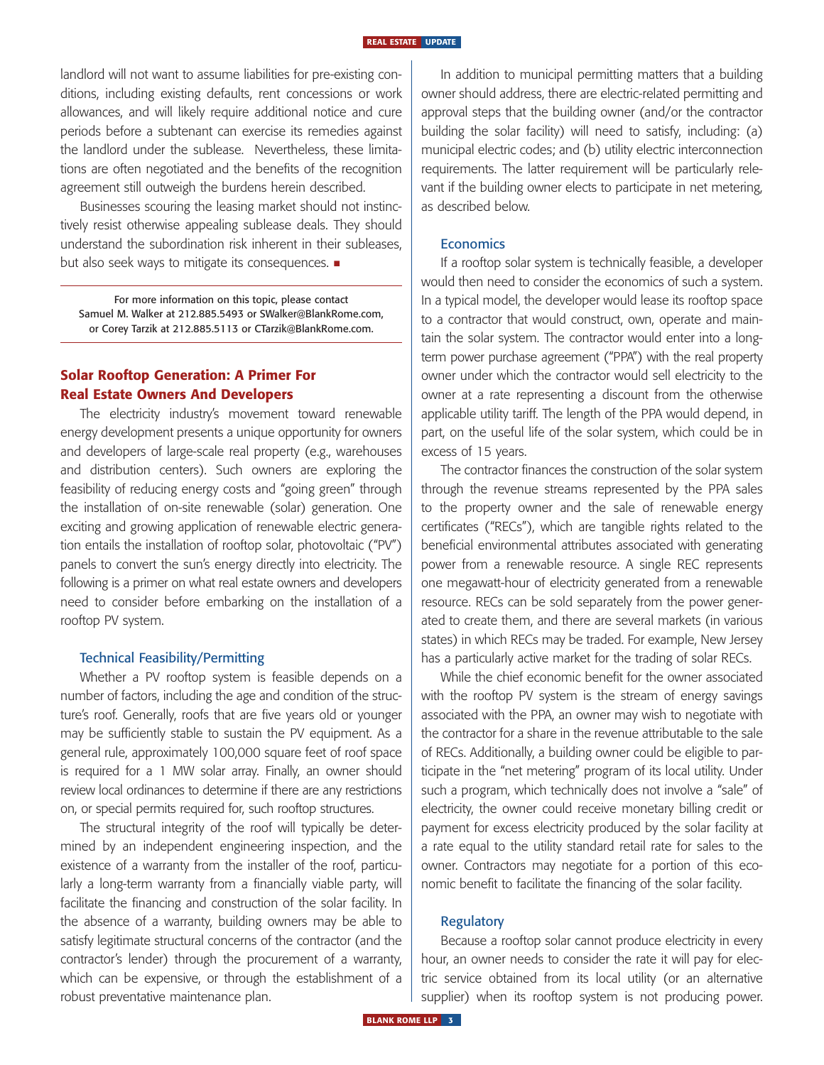landlord will not want to assume liabilities for pre-existing conditions, including existing defaults, rent concessions or work allowances, and will likely require additional notice and cure periods before a subtenant can exercise its remedies against the landlord under the sublease. Nevertheless, these limitations are often negotiated and the benefits of the recognition agreement still outweigh the burdens herein described.

Businesses scouring the leasing market should not instinctively resist otherwise appealing sublease deals. They should understand the subordination risk inherent in their subleases, but also seek ways to mitigate its consequences. ■

For more information on this topic, please contact Samuel M. Walker at 212.885.5493 or SWalker@BlankRome.com, or Corey Tarzik at 212.885.5113 or CTarzik@BlankRome.com.

## Solar Rooftop Generation: A Primer For Real Estate Owners And Developers

The electricity industry's movement toward renewable energy development presents a unique opportunity for owners and developers of large-scale real property (e.g., warehouses and distribution centers). Such owners are exploring the feasibility of reducing energy costs and "going green" through the installation of on-site renewable (solar) generation. One exciting and growing application of renewable electric generation entails the installation of rooftop solar, photovoltaic ("PV") panels to convert the sun's energy directly into electricity. The following is a primer on what real estate owners and developers need to consider before embarking on the installation of a rooftop PV system.

### Technical Feasibility/Permitting

Whether a PV rooftop system is feasible depends on a number of factors, including the age and condition of the structure's roof. Generally, roofs that are five years old or younger may be sufficiently stable to sustain the PV equipment. As a general rule, approximately 100,000 square feet of roof space is required for a 1 MW solar array. Finally, an owner should review local ordinances to determine if there are any restrictions on, or special permits required for, such rooftop structures.

The structural integrity of the roof will typically be determined by an independent engineering inspection, and the existence of a warranty from the installer of the roof, particularly a long-term warranty from a financially viable party, will facilitate the financing and construction of the solar facility. In the absence of a warranty, building owners may be able to satisfy legitimate structural concerns of the contractor (and the contractor's lender) through the procurement of a warranty, which can be expensive, or through the establishment of a robust preventative maintenance plan.

In addition to municipal permitting matters that a building owner should address, there are electric-related permitting and approval steps that the building owner (and/or the contractor building the solar facility) will need to satisfy, including: (a) municipal electric codes; and (b) utility electric interconnection requirements. The latter requirement will be particularly relevant if the building owner elects to participate in net metering, as described below.

### Economics

If a rooftop solar system is technically feasible, a developer would then need to consider the economics of such a system. In a typical model, the developer would lease its rooftop space to a contractor that would construct, own, operate and maintain the solar system. The contractor would enter into a long-term power purchase agreement ("PPA") with the real property owner under which the contractor would sell electricity to the owner at a rate representing a discount from the otherwise applicable utility tariff. The length of the PPA would depend, in part, on the useful life of the solar system, which could be in excess of 15 years.

The contractor finances the construction of the solar system through the revenue streams represented by the PPA sales to the property owner and the sale of renewable energy certificates ("RECs"), which are tangible rights related to the beneficial environmental attributes associated with generating power from a renewable resource. A single REC represents one megawatt-hour of electricity generated from a renewable resource. RECs can be sold separately from the power generated to create them, and there are several markets (in various states) in which RECs may be traded. For example, New Jersey has a particularly active market for the trading of solar RECs.

While the chief economic benefit for the owner associated with the rooftop PV system is the stream of energy savings associated with the PPA, an owner may wish to negotiate with the contractor for a share in the revenue attributable to the sale of RECs. Additionally, a building owner could be eligible to participate in the "net metering" program of its local utility. Under such a program, which technically does not involve a "sale" of electricity, the owner could receive monetary billing credit or payment for excess electricity produced by the solar facility at a rate equal to the utility standard retail rate for sales to the owner. Contractors may negotiate for a portion of this economic benefit to facilitate the financing of the solar facility.

### Regulatory

Because a rooftop solar cannot produce electricity in every hour, an owner needs to consider the rate it will pay for electric service obtained from its local utility (or an alternative supplier) when its rooftop system is not producing power.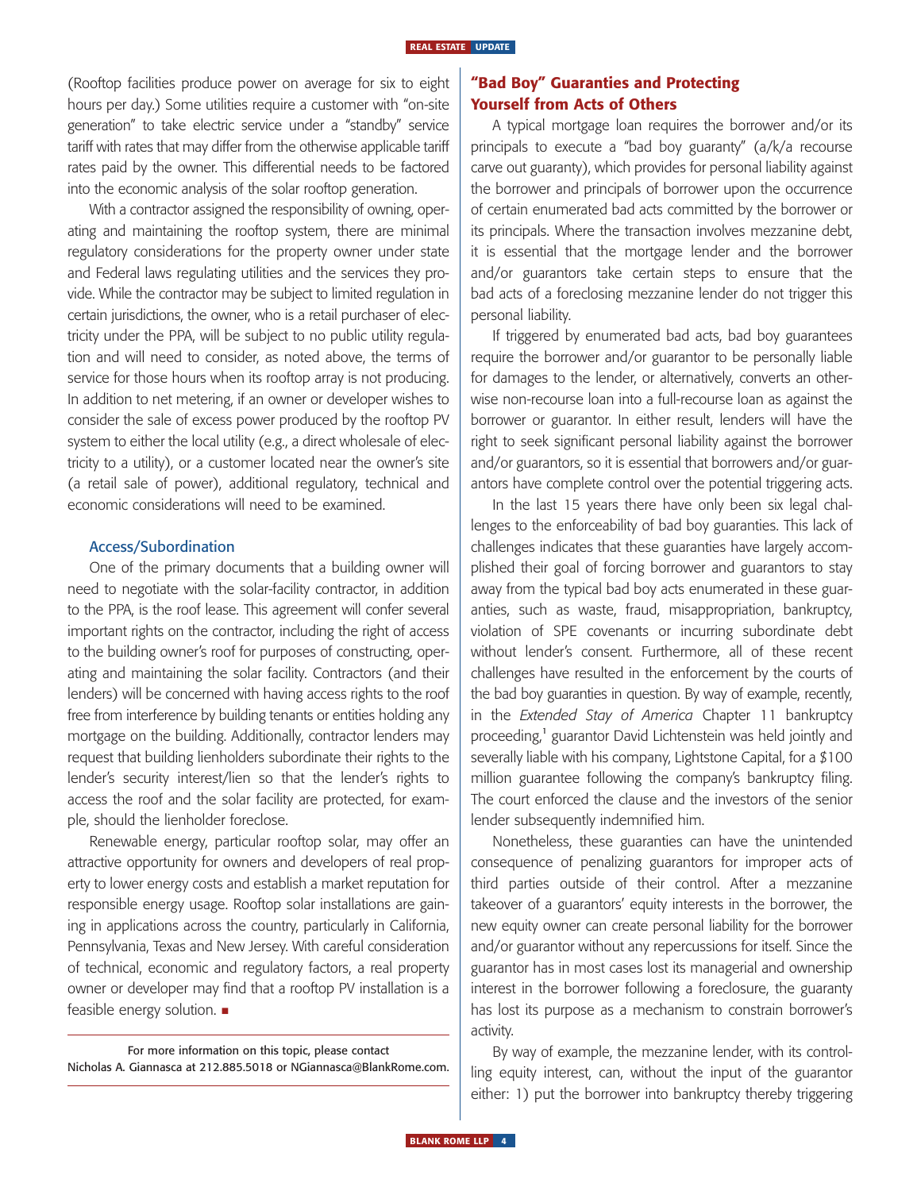(Rooftop facilities produce power on average for six to eight hours per day.) Some utilities require a customer with "on-site generation" to take electric service under a "standby" service tariff with rates that may differ from the otherwise applicable tariff rates paid by the owner. This differential needs to be factored into the economic analysis of the solar rooftop generation.

With a contractor assigned the responsibility of owning, operating and maintaining the rooftop system, there are minimal regulatory considerations for the property owner under state and Federal laws regulating utilities and the services they provide. While the contractor may be subject to limited regulation in certain jurisdictions, the owner, who is a retail purchaser of electricity under the PPA, will be subject to no public utility regulation and will need to consider, as noted above, the terms of service for those hours when its rooftop array is not producing. In addition to net metering, if an owner or developer wishes to consider the sale of excess power produced by the rooftop PV system to either the local utility (e.g., a direct wholesale of electricity to a utility), or a customer located near the owner's site (a retail sale of power), additional regulatory, technical and economic considerations will need to be examined.

### Access/Subordination

One of the primary documents that a building owner will need to negotiate with the solar-facility contractor, in addition to the PPA, is the roof lease. This agreement will confer several important rights on the contractor, including the right of access to the building owner's roof for purposes of constructing, operating and maintaining the solar facility. Contractors (and their lenders) will be concerned with having access rights to the roof free from interference by building tenants or entities holding any mortgage on the building. Additionally, contractor lenders may request that building lienholders subordinate their rights to the lender's security interest/lien so that the lender's rights to access the roof and the solar facility are protected, for example, should the lienholder foreclose.

Renewable energy, particular rooftop solar, may offer an attractive opportunity for owners and developers of real property to lower energy costs and establish a market reputation for responsible energy usage. Rooftop solar installations are gaining in applications across the country, particularly in California, Pennsylvania, Texas and New Jersey. With careful consideration of technical, economic and regulatory factors, a real property owner or developer may find that a rooftop PV installation is a feasible energy solution. ■

For more information on this topic, please contact Nicholas A. Giannasca at 212.885.5018 or NGiannasca@BlankRome.com.

## "Bad Boy" Guaranties and Protecting Yourself from Acts of Others

A typical mortgage loan requires the borrower and/or its principals to execute a "bad boy guaranty" (a/k/a recourse carve out guaranty), which provides for personal liability against the borrower and principals of borrower upon the occurrence of certain enumerated bad acts committed by the borrower or its principals. Where the transaction involves mezzanine debt, it is essential that the mortgage lender and the borrower and/or guarantors take certain steps to ensure that the bad acts of a foreclosing mezzanine lender do not trigger this personal liability.

If triggered by enumerated bad acts, bad boy guarantees require the borrower and/or guarantor to be personally liable for damages to the lender, or alternatively, converts an otherwise non-recourse loan into a full-recourse loan as against the borrower or guarantor. In either result, lenders will have the right to seek significant personal liability against the borrower and/or guarantors, so it is essential that borrowers and/or guarantors have complete control over the potential triggering acts.

In the last 15 years there have only been six legal challenges to the enforceability of bad boy guaranties. This lack of challenges indicates that these guaranties have largely accomplished their goal of forcing borrower and guarantors to stay away from the typical bad boy acts enumerated in these guaranties, such as waste, fraud, misappropriation, bankruptcy, violation of SPE covenants or incurring subordinate debt without lender's consent. Furthermore, all of these recent challenges have resulted in the enforcement by the courts of the bad boy guaranties in question. By way of example, recently, in the *Extended Stay of America* Chapter 11 bankruptcy proceeding,[1] guarantor David Lichtenstein was held jointly and severally liable with his company, Lightstone Capital, for a $100 million guarantee following the company's bankruptcy filing. The court enforced the clause and the investors of the senior lender subsequently indemnified him.

Nonetheless, these guaranties can have the unintended consequence of penalizing guarantors for improper acts of third parties outside of their control. After a mezzanine takeover of a guarantors' equity interests in the borrower, the new equity owner can create personal liability for the borrower and/or guarantor without any repercussions for itself. Since the guarantor has in most cases lost its managerial and ownership interest in the borrower following a foreclosure, the guaranty has lost its purpose as a mechanism to constrain borrower's activity.

By way of example, the mezzanine lender, with its controlling equity interest, can, without the input of the guarantor either: 1) put the borrower into bankruptcy thereby triggering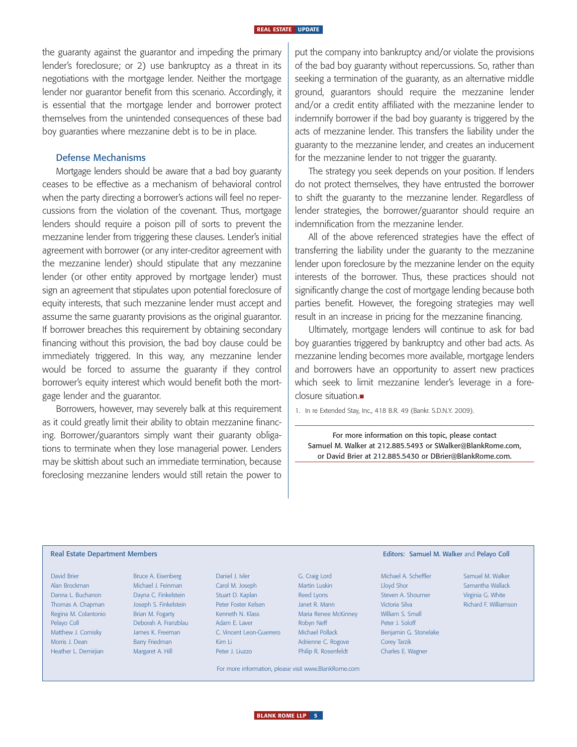the guaranty against the guarantor and impeding the primary lender's foreclosure; or 2) use bankruptcy as a threat in its negotiations with the mortgage lender. Neither the mortgage lender nor guarantor benefit from this scenario. Accordingly, it is essential that the mortgage lender and borrower protect themselves from the unintended consequences of these bad boy guaranties where mezzanine debt is to be in place.

### Defense Mechanisms

Mortgage lenders should be aware that a bad boy guaranty ceases to be effective as a mechanism of behavioral control when the party directing a borrower's actions will feel no repercussions from the violation of the covenant. Thus, mortgage lenders should require a poison pill of sorts to prevent the mezzanine lender from triggering these clauses. Lender's initial agreement with borrower (or any inter-creditor agreement with the mezzanine lender) should stipulate that any mezzanine lender (or other entity approved by mortgage lender) must sign an agreement that stipulates upon potential foreclosure of equity interests, that such mezzanine lender must accept and assume the same guaranty provisions as the original guarantor. If borrower breaches this requirement by obtaining secondary financing without this provision, the bad boy clause could be immediately triggered. In this way, any mezzanine lender would be forced to assume the guaranty if they control borrower's equity interest which would benefit both the mortgage lender and the guarantor.

Borrowers, however, may severely balk at this requirement as it could greatly limit their ability to obtain mezzanine financing. Borrower/guarantors simply want their guaranty obligations to terminate when they lose managerial power. Lenders may be skittish about such an immediate termination, because foreclosing mezzanine lenders would still retain the power to put the company into bankruptcy and/or violate the provisions of the bad boy guaranty without repercussions. So, rather than seeking a termination of the guaranty, as an alternative middle ground, guarantors should require the mezzanine lender and/or a credit entity affiliated with the mezzanine lender to indemnify borrower if the bad boy guaranty is triggered by the acts of mezzanine lender. This transfers the liability under the guaranty to the mezzanine lender, and creates an inducement for the mezzanine lender to not trigger the guaranty.

The strategy you seek depends on your position. If lenders do not protect themselves, they have entrusted the borrower to shift the guaranty to the mezzanine lender. Regardless of lender strategies, the borrower/guarantor should require an indemnification from the mezzanine lender.

All of the above referenced strategies have the effect of transferring the liability under the guaranty to the mezzanine lender upon foreclosure by the mezzanine lender on the equity interests of the borrower. Thus, these practices should not significantly change the cost of mortgage lending because both parties benefit. However, the foregoing strategies may well result in an increase in pricing for the mezzanine financing.

Ultimately, mortgage lenders will continue to ask for bad boy guaranties triggered by bankruptcy and other bad acts. As mezzanine lending becomes more available, mortgage lenders and borrowers have an opportunity to assert new practices which seek to limit mezzanine lender's leverage in a foreclosure situation.■

1. In re Extended Stay, Inc., 418 B.R. 49 (Bankr. S.D.N.Y. 2009).

For more information on this topic, please contact Samuel M. Walker at 212.885.5493 or SWalker@BlankRome.com, or David Brier at 212.885.5430 or DBrier@BlankRome.com.

**Real Estate Department Members**

**Editors: Samuel M. Walker and Pelayo Coll**

David Brier
Alan Brockman
Danna L. Buchanon
Thomas A. Chapman
Regina M. Colantonio
Pelayo Coll
Matthew J. Comisky
Morris J. Dean
Heather L. Demirjian
Bruce A. Eisenberg
Michael J. Feinman
Dayna C. Finkelstein
Joseph S. Finkelstein
Brian M. Fogarty
Deborah A. Franzblau
James K. Freeman
Barry Friedman
Margaret A. Hill
Daniel J. Ivler
Carol M. Joseph
Stuart D. Kaplan
Peter Foster Kelsen
Kenneth N. Klass
Adam E. Laver
C. Vincent Leon-Guerrero
Kim Li
Peter J. Liuzzo
G. Craig Lord
Martin Luskin
Reed Lyons
Janet R. Mann
Maria Renee McKinney
Robyn Neff
Michael Pollack
Adrienne C. Rogove
Philip R. Rosenfeldt
Michael A. Scheffler
Lloyd Shor
Steven A. Shoumer
Victoria Silva
William S. Small
Peter J. Soloff
Benjamin G. Stonelake
Corey Tarzik
Charles E. Wagner
Samuel M. Walker
Samantha Wallack
Virginia G. White
Richard F. Williamson

For more information, please visit www.BlankRome.com